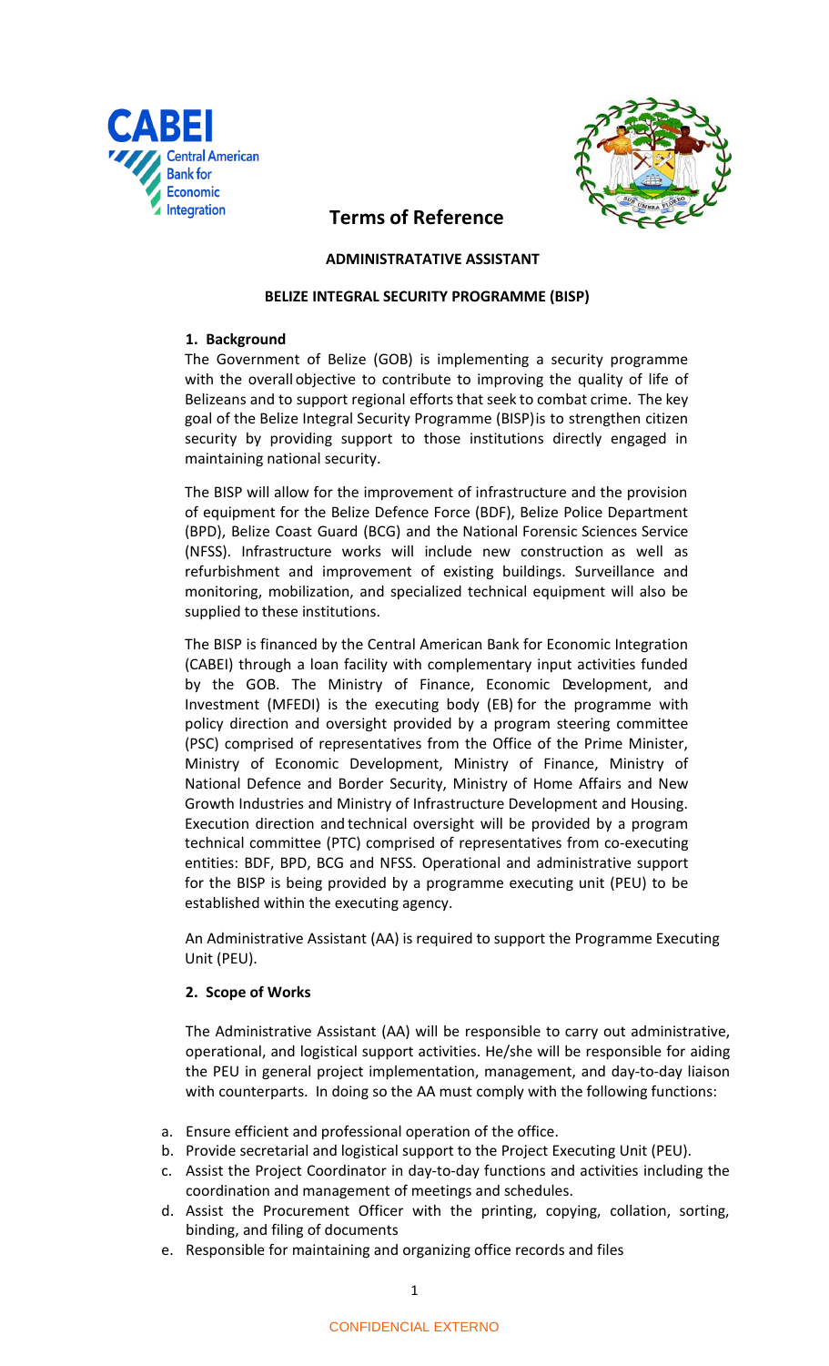# Terms of Reference

**ADMINISTRATATIVE ASSISTANT**

**BELIZE INTEGRAL SECURITY PROGRAMME (BISP)**

## 1. Background

The Government of Belize (GOB) is implementing a security programme with the overall objective to contribute to improving the quality of life of Belizeans and to support regional efforts that seek to combat crime. The key goal of the Belize Integral Security Programme (BISP) is to strengthen citizen security by providing support to those institutions directly engaged in maintaining national security.

The BISP will allow for the improvement of infrastructure and the provision of equipment for the Belize Defence Force (BDF), Belize Police Department (BPD), Belize Coast Guard (BCG) and the National Forensic Sciences Service (NFSS). Infrastructure works will include new construction as well as refurbishment and improvement of existing buildings. Surveillance and monitoring, mobilization, and specialized technical equipment will also be supplied to these institutions.

The BISP is financed by the Central American Bank for Economic Integration (CABEI) through a loan facility with complementary input activities funded by the GOB. The Ministry of Finance, Economic Development, and Investment (MFEDI) is the executing body (EB) for the programme with policy direction and oversight provided by a program steering committee (PSC) comprised of representatives from the Office of the Prime Minister, Ministry of Economic Development, Ministry of Finance, Ministry of National Defence and Border Security, Ministry of Home Affairs and New Growth Industries and Ministry of Infrastructure Development and Housing. Execution direction and technical oversight will be provided by a program technical committee (PTC) comprised of representatives from co-executing entities: BDF, BPD, BCG and NFSS. Operational and administrative support for the BISP is being provided by a programme executing unit (PEU) to be established within the executing agency.

An Administrative Assistant (AA) is required to support the Programme Executing Unit (PEU).

## 2. Scope of Works

The Administrative Assistant (AA) will be responsible to carry out administrative, operational, and logistical support activities. He/she will be responsible for aiding the PEU in general project implementation, management, and day-to-day liaison with counterparts. In doing so the AA must comply with the following functions:

a. Ensure efficient and professional operation of the office.
b. Provide secretarial and logistical support to the Project Executing Unit (PEU).
c. Assist the Project Coordinator in day-to-day functions and activities including the coordination and management of meetings and schedules.
d. Assist the Procurement Officer with the printing, copying, collation, sorting, binding, and filing of documents
e. Responsible for maintaining and organizing office records and files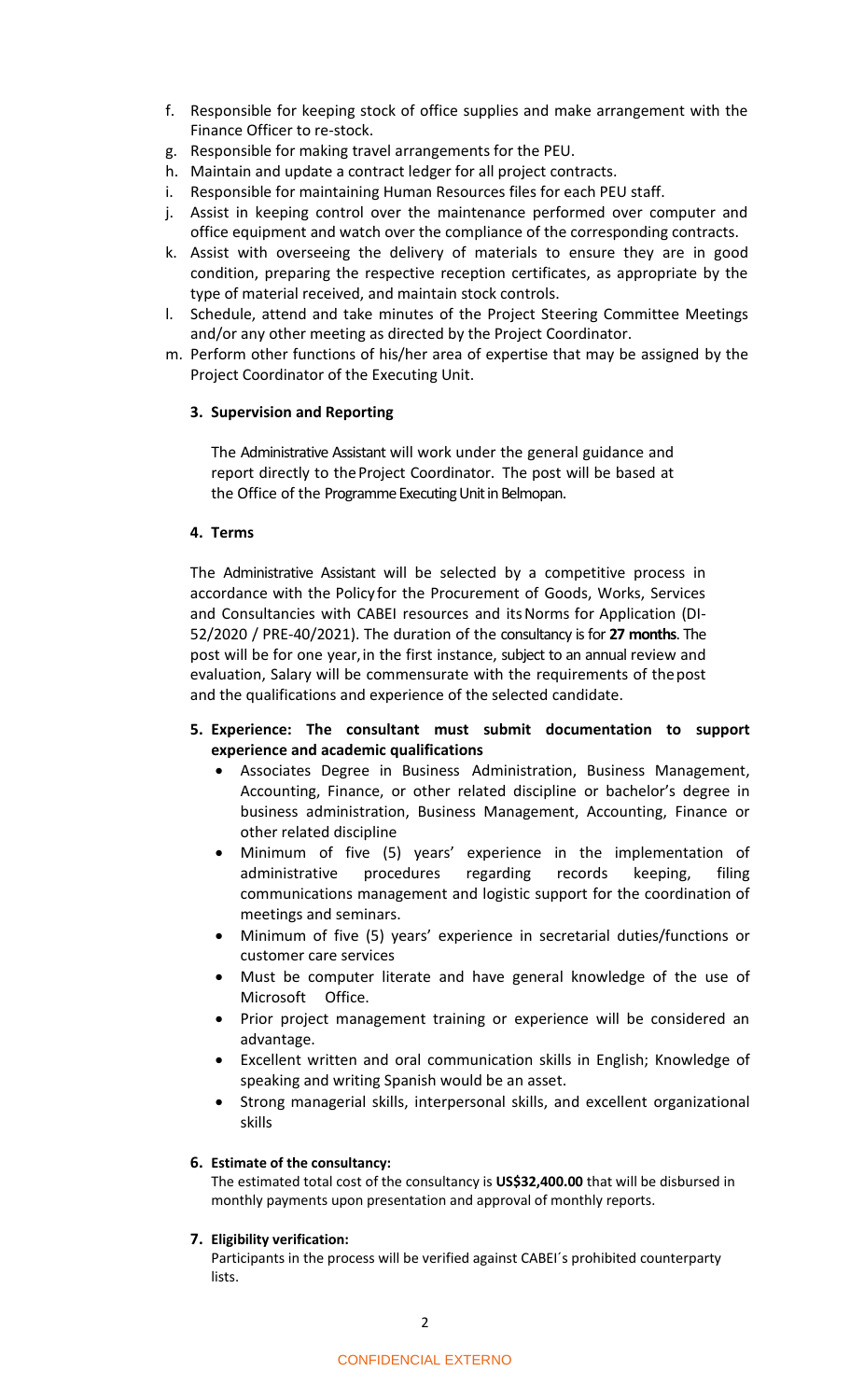f. Responsible for keeping stock of office supplies and make arrangement with the Finance Officer to re-stock.
g. Responsible for making travel arrangements for the PEU.
h. Maintain and update a contract ledger for all project contracts.
i. Responsible for maintaining Human Resources files for each PEU staff.
j. Assist in keeping control over the maintenance performed over computer and office equipment and watch over the compliance of the corresponding contracts.
k. Assist with overseeing the delivery of materials to ensure they are in good condition, preparing the respective reception certificates, as appropriate by the type of material received, and maintain stock controls.
l. Schedule, attend and take minutes of the Project Steering Committee Meetings and/or any other meeting as directed by the Project Coordinator.
m. Perform other functions of his/her area of expertise that may be assigned by the Project Coordinator of the Executing Unit.

### 3. Supervision and Reporting

The Administrative Assistant will work under the general guidance and report directly to the Project Coordinator. The post will be based at the Office of the Programme Executing Unit in Belmopan.

### 4. Terms

The Administrative Assistant will be selected by a competitive process in accordance with the Policy for the Procurement of Goods, Works, Services and Consultancies with CABEI resources and its Norms for Application (DI-52/2020 / PRE-40/2021). The duration of the consultancy is for **27 months**. The post will be for one year, in the first instance, subject to an annual review and evaluation, Salary will be commensurate with the requirements of the post and the qualifications and experience of the selected candidate.

### 5. Experience: The consultant must submit documentation to support experience and academic qualifications

- Associates Degree in Business Administration, Business Management, Accounting, Finance, or other related discipline or bachelor's degree in business administration, Business Management, Accounting, Finance or other related discipline
- Minimum of five (5) years' experience in the implementation of administrative procedures regarding records keeping, filing communications management and logistic support for the coordination of meetings and seminars.
- Minimum of five (5) years' experience in secretarial duties/functions or customer care services
- Must be computer literate and have general knowledge of the use of Microsoft Office.
- Prior project management training or experience will be considered an advantage.
- Excellent written and oral communication skills in English; Knowledge of speaking and writing Spanish would be an asset.
- Strong managerial skills, interpersonal skills, and excellent organizational skills

### 6. Estimate of the consultancy:

The estimated total cost of the consultancy is **US$32,400.00** that will be disbursed in monthly payments upon presentation and approval of monthly reports.

### 7. Eligibility verification:

Participants in the process will be verified against CABEI´s prohibited counterparty lists.

CONFIDENCIAL EXTERNO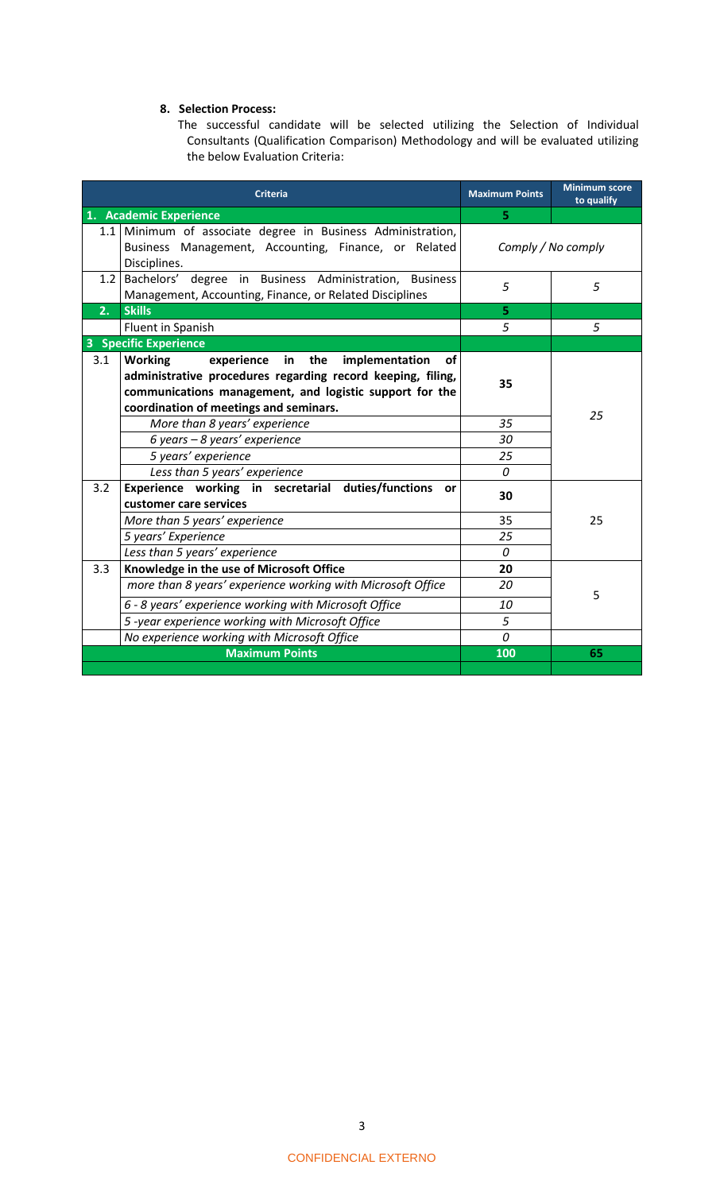**8. Selection Process:**

The successful candidate will be selected utilizing the Selection of Individual Consultants (Qualification Comparison) Methodology and will be evaluated utilizing the below Evaluation Criteria:

| | Criteria | Maximum Points | Minimum score to qualify |
|---|---|---|---|
| **1.** | **Academic Experience** | **5** | |
| 1.1 | Minimum of associate degree in Business Administration, Business Management, Accounting, Finance, or Related Disciplines. | *Comply / No comply* | |
| 1.2 | Bachelors' degree in Business Administration, Business Management, Accounting, Finance, or Related Disciplines | *5* | *5* |
| **2.** | **Skills** | **5** | |
| | Fluent in Spanish | *5* | *5* |
| **3** | **Specific Experience** | | |
| 3.1 | **Working experience in the implementation of administrative procedures regarding record keeping, filing, communications management, and logistic support for the coordination of meetings and seminars.** | **35** | *25* |
| | *More than 8 years' experience* | *35* | |
| | *6 years – 8 years' experience* | *30* | |
| | *5 years' experience* | *25* | |
| | *Less than 5 years' experience* | *0* | |
| 3.2 | **Experience working in secretarial duties/functions or customer care services** | **30** | 25 |
| | *More than 5 years' experience* | 35 | |
| | *5 years' Experience* | *25* | |
| | *Less than 5 years' experience* | *0* | |
| 3.3 | **Knowledge in the use of Microsoft Office** | **20** | 5 |
| | *more than 8 years' experience working with Microsoft Office* | *20* | |
| | *6 - 8 years' experience working with Microsoft Office* | *10* | |
| | *5 -year experience working with Microsoft Office* | *5* | |
| | *No experience working with Microsoft Office* | *0* | |
| | **Maximum Points** | **100** | **65** |

CONFIDENCIAL EXTERNO